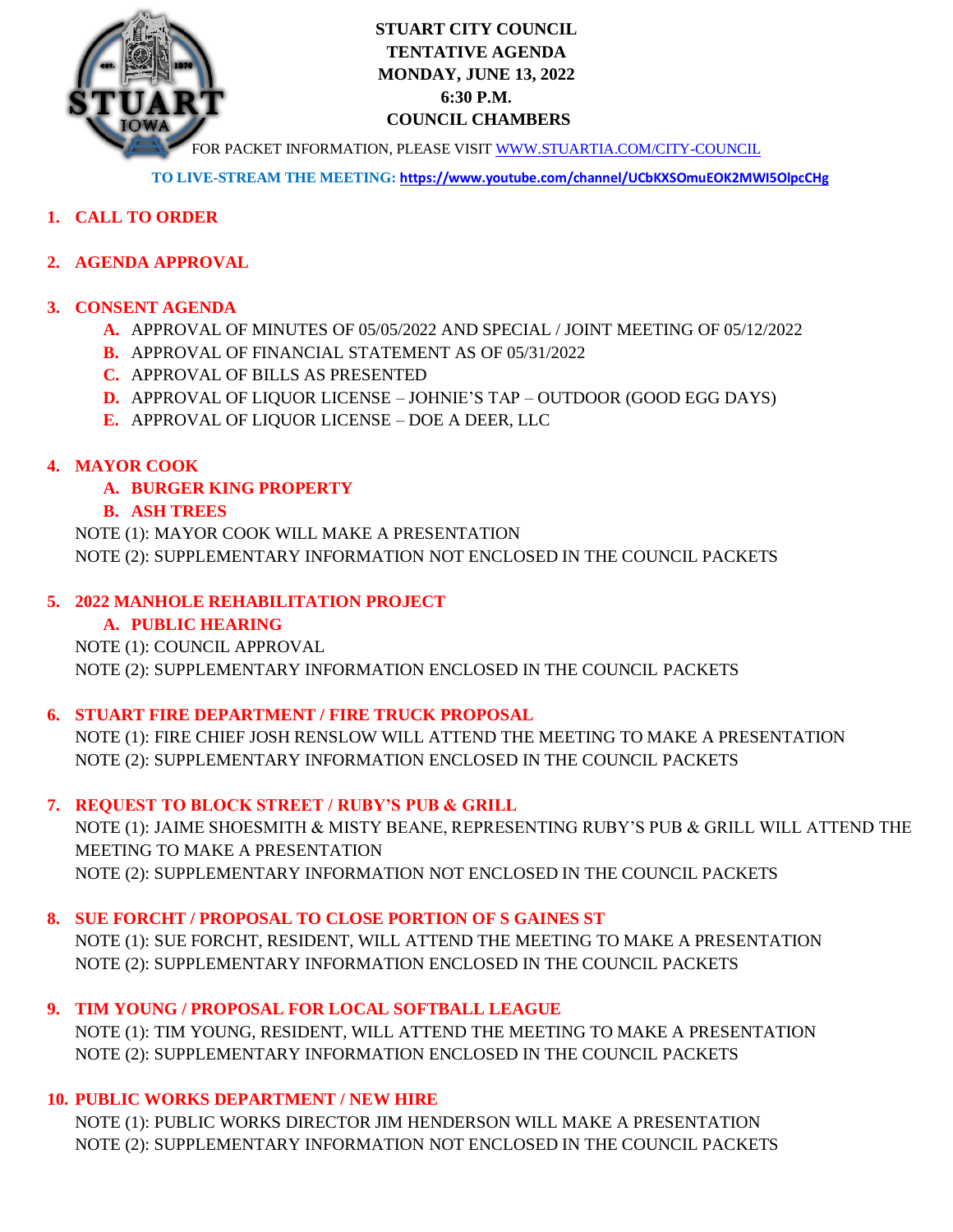# STUART CITY COUNCIL
## TENTATIVE AGENDA
## MONDAY, JUNE 13, 2022
## 6:30 P.M.
## COUNCIL CHAMBERS

FOR PACKET INFORMATION, PLEASE VISIT [WWW.STUARTIA.COM/CITY-COUNCIL](http://WWW.STUARTIA.COM/CITY-COUNCIL)

**TO LIVE-STREAM THE MEETING:** **https://www.youtube.com/channel/UCbKXSOmuEOK2MWI5OlpcCHg**

1. **CALL TO ORDER**

2. **AGENDA APPROVAL**

3. **CONSENT AGENDA**
   - **A.** APPROVAL OF MINUTES OF 05/05/2022 AND SPECIAL / JOINT MEETING OF 05/12/2022
   - **B.** APPROVAL OF FINANCIAL STATEMENT AS OF 05/31/2022
   - **C.** APPROVAL OF BILLS AS PRESENTED
   - **D.** APPROVAL OF LIQUOR LICENSE – JOHNIE'S TAP – OUTDOOR (GOOD EGG DAYS)
   - **E.** APPROVAL OF LIQUOR LICENSE – DOE A DEER, LLC

4. **MAYOR COOK**
   - **A. BURGER KING PROPERTY**
   - **B. ASH TREES**

   NOTE (1): MAYOR COOK WILL MAKE A PRESENTATION
   NOTE (2): SUPPLEMENTARY INFORMATION NOT ENCLOSED IN THE COUNCIL PACKETS

5. **2022 MANHOLE REHABILITATION PROJECT**
   - **A. PUBLIC HEARING**

   NOTE (1): COUNCIL APPROVAL
   NOTE (2): SUPPLEMENTARY INFORMATION ENCLOSED IN THE COUNCIL PACKETS

6. **STUART FIRE DEPARTMENT / FIRE TRUCK PROPOSAL**

   NOTE (1): FIRE CHIEF JOSH RENSLOW WILL ATTEND THE MEETING TO MAKE A PRESENTATION
   NOTE (2): SUPPLEMENTARY INFORMATION ENCLOSED IN THE COUNCIL PACKETS

7. **REQUEST TO BLOCK STREET / RUBY'S PUB & GRILL**

   NOTE (1): JAIME SHOESMITH & MISTY BEANE, REPRESENTING RUBY'S PUB & GRILL WILL ATTEND THE MEETING TO MAKE A PRESENTATION
   NOTE (2): SUPPLEMENTARY INFORMATION NOT ENCLOSED IN THE COUNCIL PACKETS

8. **SUE FORCHT / PROPOSAL TO CLOSE PORTION OF S GAINES ST**

   NOTE (1): SUE FORCHT, RESIDENT, WILL ATTEND THE MEETING TO MAKE A PRESENTATION
   NOTE (2): SUPPLEMENTARY INFORMATION ENCLOSED IN THE COUNCIL PACKETS

9. **TIM YOUNG / PROPOSAL FOR LOCAL SOFTBALL LEAGUE**

   NOTE (1): TIM YOUNG, RESIDENT, WILL ATTEND THE MEETING TO MAKE A PRESENTATION
   NOTE (2): SUPPLEMENTARY INFORMATION ENCLOSED IN THE COUNCIL PACKETS

10. **PUBLIC WORKS DEPARTMENT / NEW HIRE**

    NOTE (1): PUBLIC WORKS DIRECTOR JIM HENDERSON WILL MAKE A PRESENTATION
    NOTE (2): SUPPLEMENTARY INFORMATION NOT ENCLOSED IN THE COUNCIL PACKETS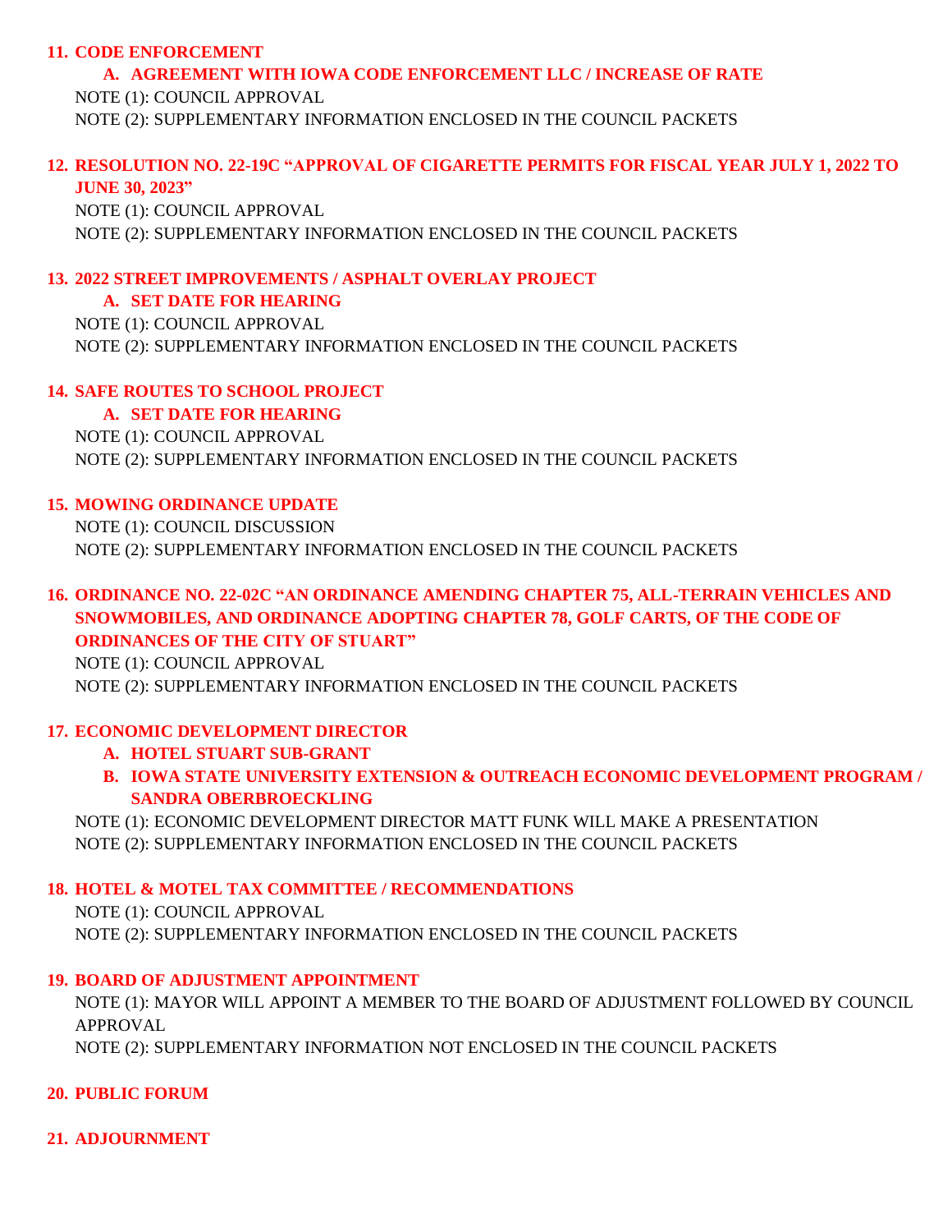**11. CODE ENFORCEMENT**

- **A. AGREEMENT WITH IOWA CODE ENFORCEMENT LLC / INCREASE OF RATE**

NOTE (1): COUNCIL APPROVAL
NOTE (2): SUPPLEMENTARY INFORMATION ENCLOSED IN THE COUNCIL PACKETS

**12. RESOLUTION NO. 22-19C "APPROVAL OF CIGARETTE PERMITS FOR FISCAL YEAR JULY 1, 2022 TO JUNE 30, 2023"**

NOTE (1): COUNCIL APPROVAL
NOTE (2): SUPPLEMENTARY INFORMATION ENCLOSED IN THE COUNCIL PACKETS

**13. 2022 STREET IMPROVEMENTS / ASPHALT OVERLAY PROJECT**

- **A. SET DATE FOR HEARING**

NOTE (1): COUNCIL APPROVAL
NOTE (2): SUPPLEMENTARY INFORMATION ENCLOSED IN THE COUNCIL PACKETS

**14. SAFE ROUTES TO SCHOOL PROJECT**

- **A. SET DATE FOR HEARING**

NOTE (1): COUNCIL APPROVAL
NOTE (2): SUPPLEMENTARY INFORMATION ENCLOSED IN THE COUNCIL PACKETS

**15. MOWING ORDINANCE UPDATE**

NOTE (1): COUNCIL DISCUSSION
NOTE (2): SUPPLEMENTARY INFORMATION ENCLOSED IN THE COUNCIL PACKETS

**16. ORDINANCE NO. 22-02C "AN ORDINANCE AMENDING CHAPTER 75, ALL-TERRAIN VEHICLES AND SNOWMOBILES, AND ORDINANCE ADOPTING CHAPTER 78, GOLF CARTS, OF THE CODE OF ORDINANCES OF THE CITY OF STUART"**

NOTE (1): COUNCIL APPROVAL
NOTE (2): SUPPLEMENTARY INFORMATION ENCLOSED IN THE COUNCIL PACKETS

**17. ECONOMIC DEVELOPMENT DIRECTOR**

- **A. HOTEL STUART SUB-GRANT**
- **B. IOWA STATE UNIVERSITY EXTENSION & OUTREACH ECONOMIC DEVELOPMENT PROGRAM / SANDRA OBERBROECKLING**

NOTE (1): ECONOMIC DEVELOPMENT DIRECTOR MATT FUNK WILL MAKE A PRESENTATION
NOTE (2): SUPPLEMENTARY INFORMATION ENCLOSED IN THE COUNCIL PACKETS

**18. HOTEL & MOTEL TAX COMMITTEE / RECOMMENDATIONS**

NOTE (1): COUNCIL APPROVAL
NOTE (2): SUPPLEMENTARY INFORMATION ENCLOSED IN THE COUNCIL PACKETS

**19. BOARD OF ADJUSTMENT APPOINTMENT**

NOTE (1): MAYOR WILL APPOINT A MEMBER TO THE BOARD OF ADJUSTMENT FOLLOWED BY COUNCIL APPROVAL
NOTE (2): SUPPLEMENTARY INFORMATION NOT ENCLOSED IN THE COUNCIL PACKETS

**20. PUBLIC FORUM**

**21. ADJOURNMENT**